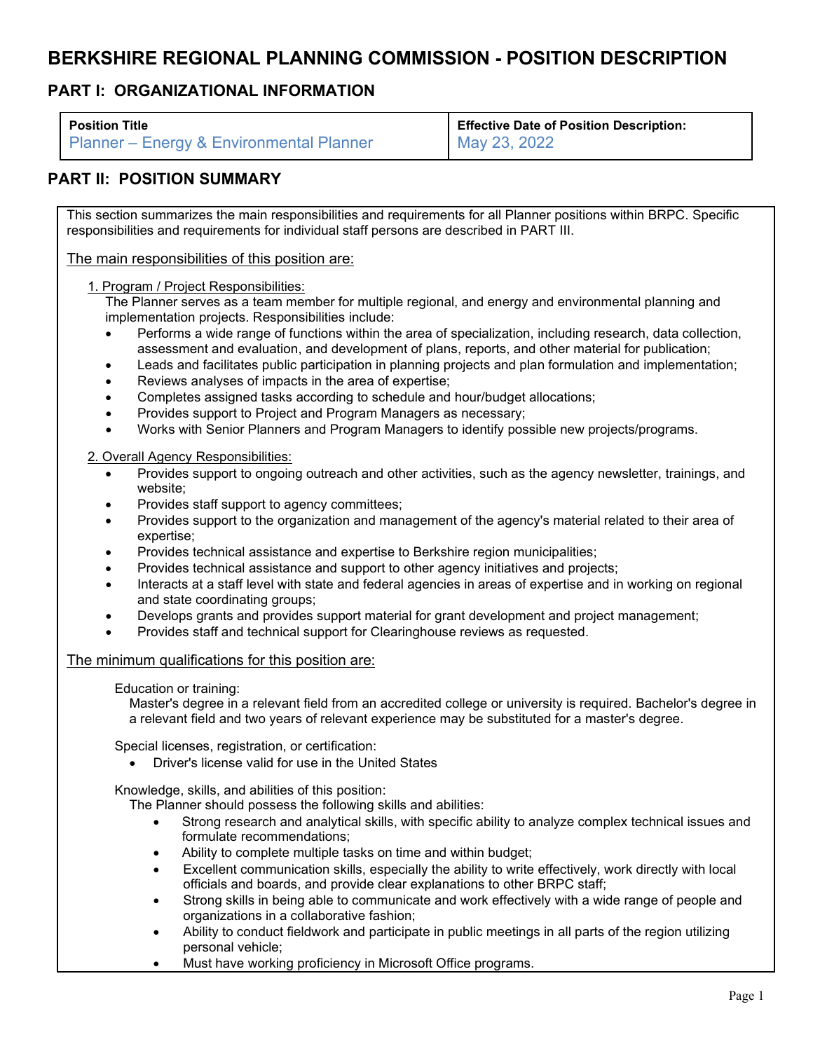# BERKSHIRE REGIONAL PLANNING COMMISSION - POSITION DESCRIPTION

## PART I: ORGANIZATIONAL INFORMATION

| **Position Title** | **Effective Date of Position Description:** |
| --- | --- |
| Planner – Energy & Environmental Planner | May 23, 2022 |

## PART II: POSITION SUMMARY

This section summarizes the main responsibilities and requirements for all Planner positions within BRPC. Specific responsibilities and requirements for individual staff persons are described in PART III.

The main responsibilities of this position are:

1. Program / Project Responsibilities:

   The Planner serves as a team member for multiple regional, and energy and environmental planning and implementation projects. Responsibilities include:

   - Performs a wide range of functions within the area of specialization, including research, data collection, assessment and evaluation, and development of plans, reports, and other material for publication;
   - Leads and facilitates public participation in planning projects and plan formulation and implementation;
   - Reviews analyses of impacts in the area of expertise;
   - Completes assigned tasks according to schedule and hour/budget allocations;
   - Provides support to Project and Program Managers as necessary;
   - Works with Senior Planners and Program Managers to identify possible new projects/programs.

2. Overall Agency Responsibilities:

   - Provides support to ongoing outreach and other activities, such as the agency newsletter, trainings, and website;
   - Provides staff support to agency committees;
   - Provides support to the organization and management of the agency's material related to their area of expertise;
   - Provides technical assistance and expertise to Berkshire region municipalities;
   - Provides technical assistance and support to other agency initiatives and projects;
   - Interacts at a staff level with state and federal agencies in areas of expertise and in working on regional and state coordinating groups;
   - Develops grants and provides support material for grant development and project management;
   - Provides staff and technical support for Clearinghouse reviews as requested.

The minimum qualifications for this position are:

Education or training:

Master's degree in a relevant field from an accredited college or university is required. Bachelor's degree in a relevant field and two years of relevant experience may be substituted for a master's degree.

Special licenses, registration, or certification:

- Driver's license valid for use in the United States

Knowledge, skills, and abilities of this position:

The Planner should possess the following skills and abilities:

- Strong research and analytical skills, with specific ability to analyze complex technical issues and formulate recommendations;
- Ability to complete multiple tasks on time and within budget;
- Excellent communication skills, especially the ability to write effectively, work directly with local officials and boards, and provide clear explanations to other BRPC staff;
- Strong skills in being able to communicate and work effectively with a wide range of people and organizations in a collaborative fashion;
- Ability to conduct fieldwork and participate in public meetings in all parts of the region utilizing personal vehicle;
- Must have working proficiency in Microsoft Office programs.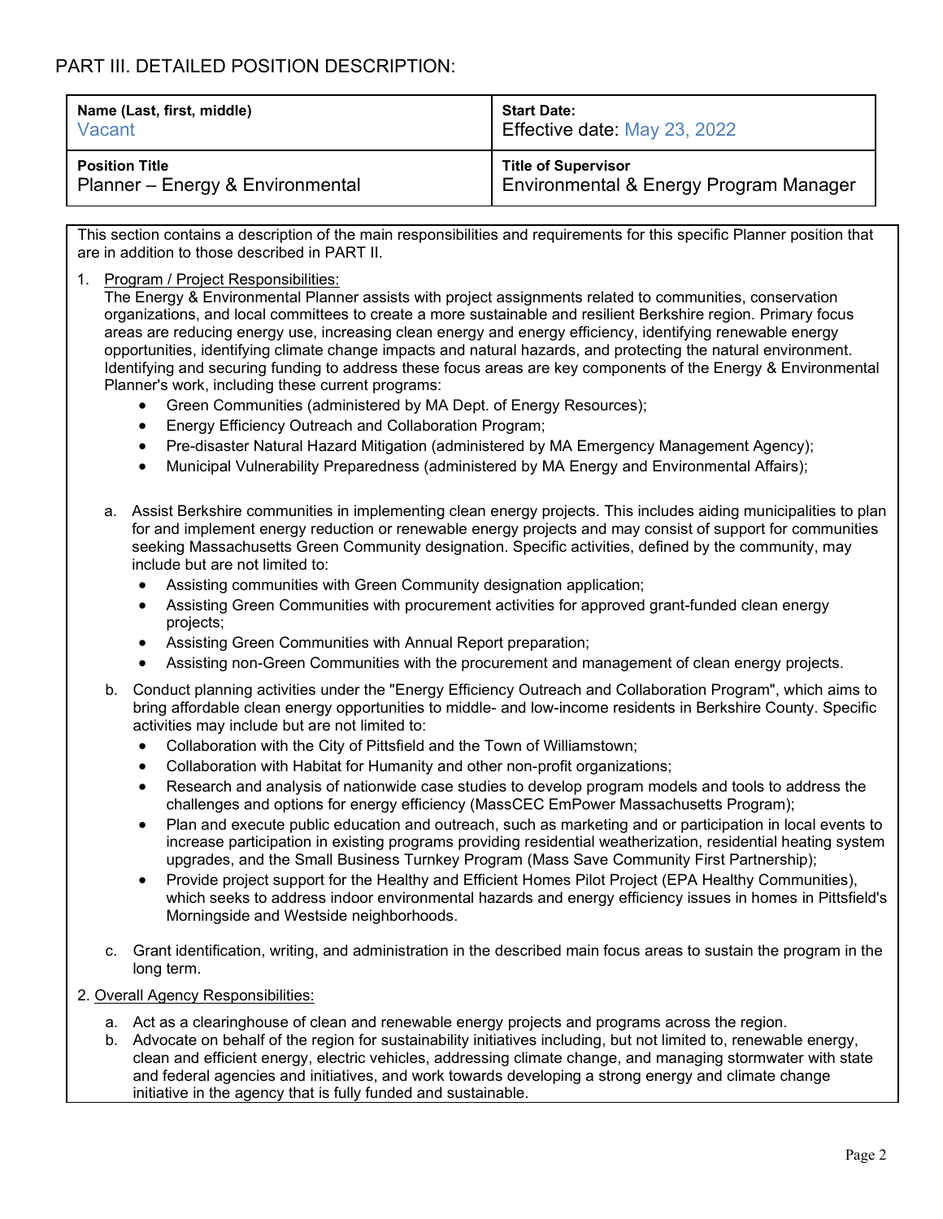## PART III. DETAILED POSITION DESCRIPTION:

| **Name (Last, first, middle)** | **Start Date:** |
| --- | --- |
| Vacant | Effective date: May 23, 2022 |
| **Position Title** | **Title of Supervisor** |
| Planner – Energy & Environmental | Environmental & Energy Program Manager |

This section contains a description of the main responsibilities and requirements for this specific Planner position that are in addition to those described in PART II.

1. Program / Project Responsibilities:
   The Energy & Environmental Planner assists with project assignments related to communities, conservation organizations, and local committees to create a more sustainable and resilient Berkshire region. Primary focus areas are reducing energy use, increasing clean energy and energy efficiency, identifying renewable energy opportunities, identifying climate change impacts and natural hazards, and protecting the natural environment. Identifying and securing funding to address these focus areas are key components of the Energy & Environmental Planner's work, including these current programs:
   - Green Communities (administered by MA Dept. of Energy Resources);
   - Energy Efficiency Outreach and Collaboration Program;
   - Pre-disaster Natural Hazard Mitigation (administered by MA Emergency Management Agency);
   - Municipal Vulnerability Preparedness (administered by MA Energy and Environmental Affairs);

   a. Assist Berkshire communities in implementing clean energy projects. This includes aiding municipalities to plan for and implement energy reduction or renewable energy projects and may consist of support for communities seeking Massachusetts Green Community designation. Specific activities, defined by the community, may include but are not limited to:
      - Assisting communities with Green Community designation application;
      - Assisting Green Communities with procurement activities for approved grant-funded clean energy projects;
      - Assisting Green Communities with Annual Report preparation;
      - Assisting non-Green Communities with the procurement and management of clean energy projects.

   b. Conduct planning activities under the "Energy Efficiency Outreach and Collaboration Program", which aims to bring affordable clean energy opportunities to middle- and low-income residents in Berkshire County. Specific activities may include but are not limited to:
      - Collaboration with the City of Pittsfield and the Town of Williamstown;
      - Collaboration with Habitat for Humanity and other non-profit organizations;
      - Research and analysis of nationwide case studies to develop program models and tools to address the challenges and options for energy efficiency (MassCEC EmPower Massachusetts Program);
      - Plan and execute public education and outreach, such as marketing and or participation in local events to increase participation in existing programs providing residential weatherization, residential heating system upgrades, and the Small Business Turnkey Program (Mass Save Community First Partnership);
      - Provide project support for the Healthy and Efficient Homes Pilot Project (EPA Healthy Communities), which seeks to address indoor environmental hazards and energy efficiency issues in homes in Pittsfield's Morningside and Westside neighborhoods.

   c. Grant identification, writing, and administration in the described main focus areas to sustain the program in the long term.

2. Overall Agency Responsibilities:

   a. Act as a clearinghouse of clean and renewable energy projects and programs across the region.

   b. Advocate on behalf of the region for sustainability initiatives including, but not limited to, renewable energy, clean and efficient energy, electric vehicles, addressing climate change, and managing stormwater with state and federal agencies and initiatives, and work towards developing a strong energy and climate change initiative in the agency that is fully funded and sustainable.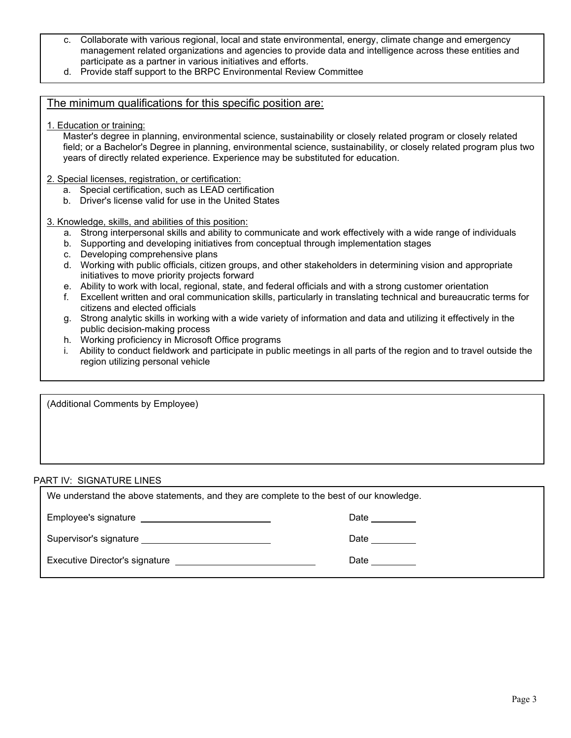c. Collaborate with various regional, local and state environmental, energy, climate change and emergency management related organizations and agencies to provide data and intelligence across these entities and participate as a partner in various initiatives and efforts.
d. Provide staff support to the BRPC Environmental Review Committee

## The minimum qualifications for this specific position are:

1. Education or training:

Master's degree in planning, environmental science, sustainability or closely related program or closely related field; or a Bachelor's Degree in planning, environmental science, sustainability, or closely related program plus two years of directly related experience. Experience may be substituted for education.

2. Special licenses, registration, or certification:

a. Special certification, such as LEAD certification
b. Driver's license valid for use in the United States

3. Knowledge, skills, and abilities of this position:

a. Strong interpersonal skills and ability to communicate and work effectively with a wide range of individuals
b. Supporting and developing initiatives from conceptual through implementation stages
c. Developing comprehensive plans
d. Working with public officials, citizen groups, and other stakeholders in determining vision and appropriate initiatives to move priority projects forward
e. Ability to work with local, regional, state, and federal officials and with a strong customer orientation
f. Excellent written and oral communication skills, particularly in translating technical and bureaucratic terms for citizens and elected officials
g. Strong analytic skills in working with a wide variety of information and data and utilizing it effectively in the public decision-making process
h. Working proficiency in Microsoft Office programs
i. Ability to conduct fieldwork and participate in public meetings in all parts of the region and to travel outside the region utilizing personal vehicle

(Additional Comments by Employee)

PART IV: SIGNATURE LINES

We understand the above statements, and they are complete to the best of our knowledge.

Employee's signature ____________________ Date ________

Supervisor's signature ____________________ Date ________

Executive Director's signature ____________________ Date ________